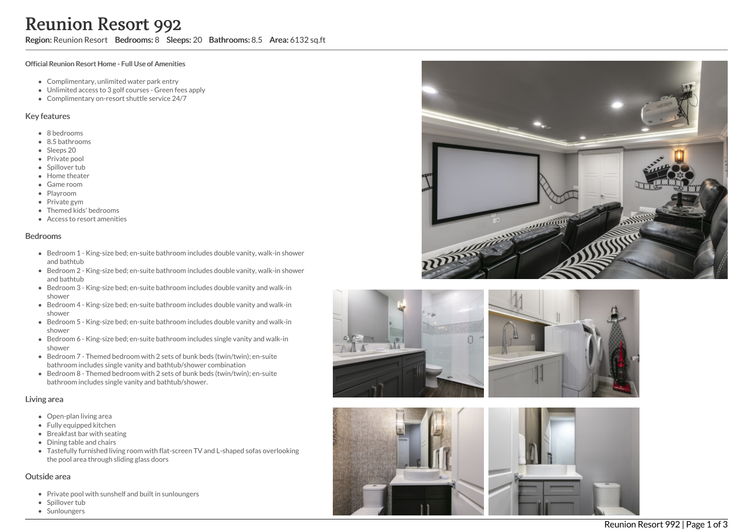# Reunion Resort 992

**Region:** Reunion Resort **Bedrooms:** 8 **Sleeps:** 20 **Bathrooms:** 8.5 **Area:** 6132 sq.ft

**Official Reunion Resort Home - Full Use of Amenities**

- Complimentary, unlimited water park entry
- Unlimited access to 3 golf courses - Green fees apply
- Complimentary on-resort shuttle service 24/7

## Key features

- 8 bedrooms
- 8.5 bathrooms
- Sleeps 20
- Private pool
- Spillover tub
- Home theater
- Game room
- Playroom
- Private gym
- Themed kids' bedrooms
- Access to resort amenities

## Bedrooms

- Bedroom 1 - King-size bed; en-suite bathroom includes double vanity, walk-in shower and bathtub
- Bedroom 2 - King-size bed; en-suite bathroom includes double vanity, walk-in shower and bathtub
- Bedroom 3 - King-size bed; en-suite bathroom includes double vanity and walk-in shower
- Bedroom 4 - King-size bed; en-suite bathroom includes double vanity and walk-in shower
- Bedroom 5 - King-size bed; en-suite bathroom includes double vanity and walk-in shower
- Bedroom 6 - King-size bed; en-suite bathroom includes single vanity and walk-in shower
- Bedroom 7 - Themed bedroom with 2 sets of bunk beds (twin/twin); en-suite bathroom includes single vanity and bathtub/shower combination
- Bedroom 8 - Themed bedroom with 2 sets of bunk beds (twin/twin); en-suite bathroom includes single vanity and bathtub/shower.

## Living area

- Open-plan living area
- Fully equipped kitchen
- Breakfast bar with seating
- Dining table and chairs
- Tastefully furnished living room with flat-screen TV and L-shaped sofas overlooking the pool area through sliding glass doors

## Outside area

- Private pool with sunshelf and built in sunloungers
- Spillover tub
- Sunloungers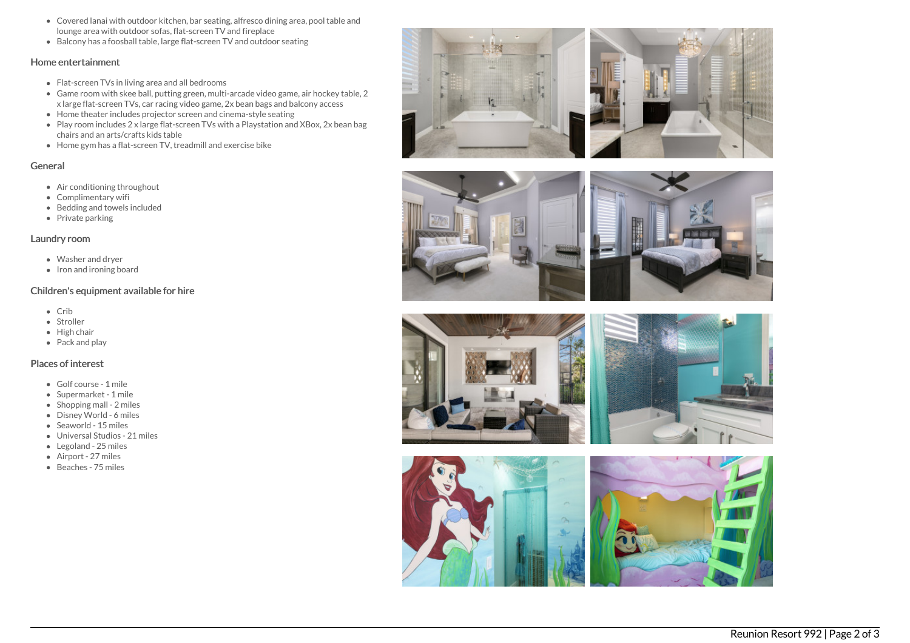- Covered lanai with outdoor kitchen, bar seating, alfresco dining area, pool table and lounge area with outdoor sofas, flat-screen TV and fireplace
- Balcony has a foosball table, large flat-screen TV and outdoor seating

## Home entertainment

- Flat-screen TVs in living area and all bedrooms
- Game room with skee ball, putting green, multi-arcade video game, air hockey table, 2 x large flat-screen TVs, car racing video game, 2x bean bags and balcony access
- Home theater includes projector screen and cinema-style seating
- Play room includes 2 x large flat-screen TVs with a Playstation and XBox, 2x bean bag chairs and an arts/crafts kids table
- Home gym has a flat-screen TV, treadmill and exercise bike

## General

- Air conditioning throughout
- Complimentary wifi
- Bedding and towels included
- Private parking

## Laundry room

- Washer and dryer
- Iron and ironing board

## Children's equipment available for hire

- Crib
- Stroller
- High chair
- Pack and play

## Places of interest

- Golf course - 1 mile
- Supermarket - 1 mile
- Shopping mall - 2 miles
- Disney World - 6 miles
- Seaworld - 15 miles
- Universal Studios - 21 miles
- Legoland - 25 miles
- Airport - 27 miles
- Beaches - 75 miles